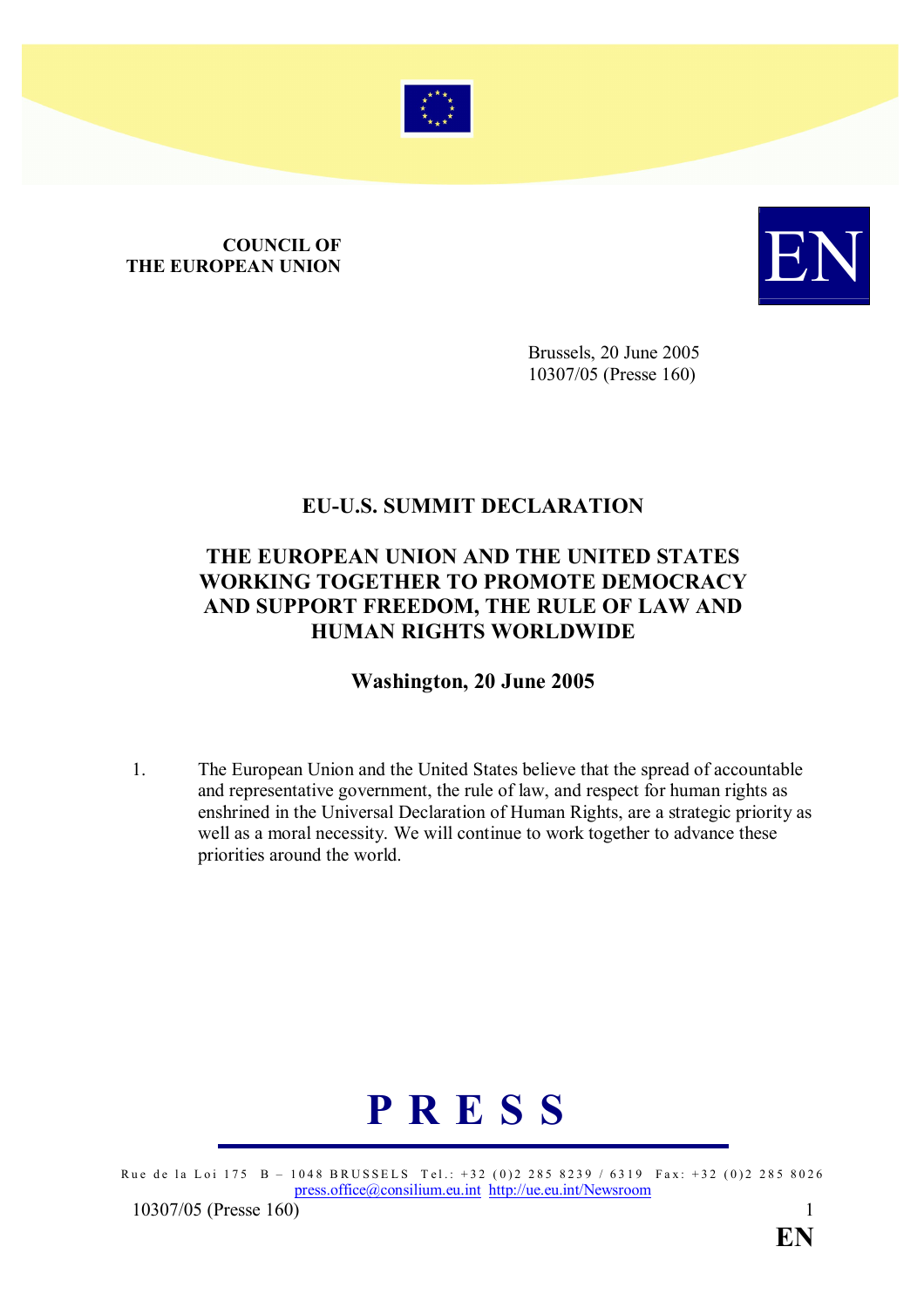**COUNCIL OF THE EUROPEAN UNION**

Brussels, 20 June 2005
10307/05 (Presse 160)

# EU-U.S. SUMMIT DECLARATION

## THE EUROPEAN UNION AND THE UNITED STATES WORKING TOGETHER TO PROMOTE DEMOCRACY AND SUPPORT FREEDOM, THE RULE OF LAW AND HUMAN RIGHTS WORLDWIDE

### Washington, 20 June 2005

1. The European Union and the United States believe that the spread of accountable and representative government, the rule of law, and respect for human rights as enshrined in the Universal Declaration of Human Rights, are a strategic priority as well as a moral necessity. We will continue to work together to advance these priorities around the world.

**P R E S S**

Rue de la Loi 175 B – 1048 BRUSSELS Tel.: +32 (0)2 285 8239 / 6319 Fax: +32 (0)2 285 8026
press.office@consilium.eu.int http://ue.eu.int/Newsroom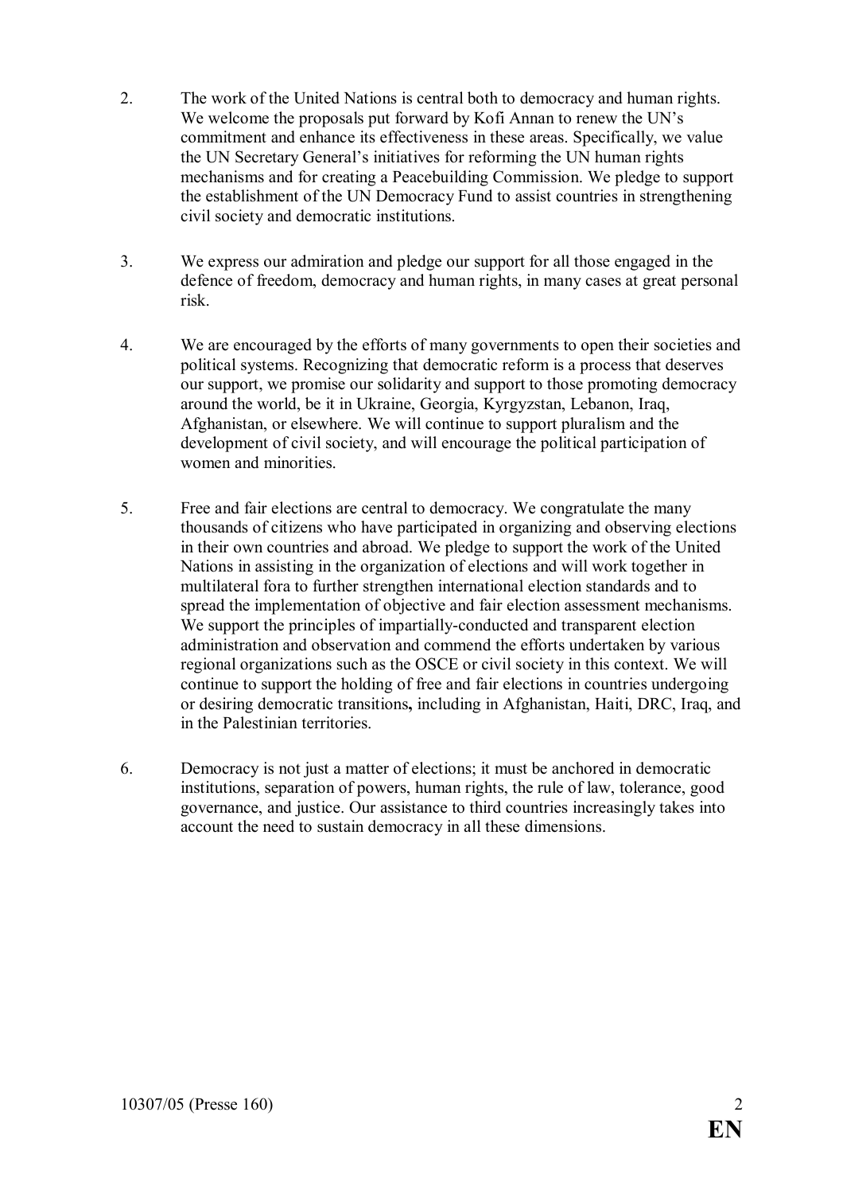2. The work of the United Nations is central both to democracy and human rights. We welcome the proposals put forward by Kofi Annan to renew the UN's commitment and enhance its effectiveness in these areas. Specifically, we value the UN Secretary General's initiatives for reforming the UN human rights mechanisms and for creating a Peacebuilding Commission. We pledge to support the establishment of the UN Democracy Fund to assist countries in strengthening civil society and democratic institutions.

3. We express our admiration and pledge our support for all those engaged in the defence of freedom, democracy and human rights, in many cases at great personal risk.

4. We are encouraged by the efforts of many governments to open their societies and political systems. Recognizing that democratic reform is a process that deserves our support, we promise our solidarity and support to those promoting democracy around the world, be it in Ukraine, Georgia, Kyrgyzstan, Lebanon, Iraq, Afghanistan, or elsewhere. We will continue to support pluralism and the development of civil society, and will encourage the political participation of women and minorities.

5. Free and fair elections are central to democracy. We congratulate the many thousands of citizens who have participated in organizing and observing elections in their own countries and abroad. We pledge to support the work of the United Nations in assisting in the organization of elections and will work together in multilateral fora to further strengthen international election standards and to spread the implementation of objective and fair election assessment mechanisms. We support the principles of impartially-conducted and transparent election administration and observation and commend the efforts undertaken by various regional organizations such as the OSCE or civil society in this context. We will continue to support the holding of free and fair elections in countries undergoing or desiring democratic transitions**,** including in Afghanistan, Haiti, DRC, Iraq, and in the Palestinian territories.

6. Democracy is not just a matter of elections; it must be anchored in democratic institutions, separation of powers, human rights, the rule of law, tolerance, good governance, and justice. Our assistance to third countries increasingly takes into account the need to sustain democracy in all these dimensions.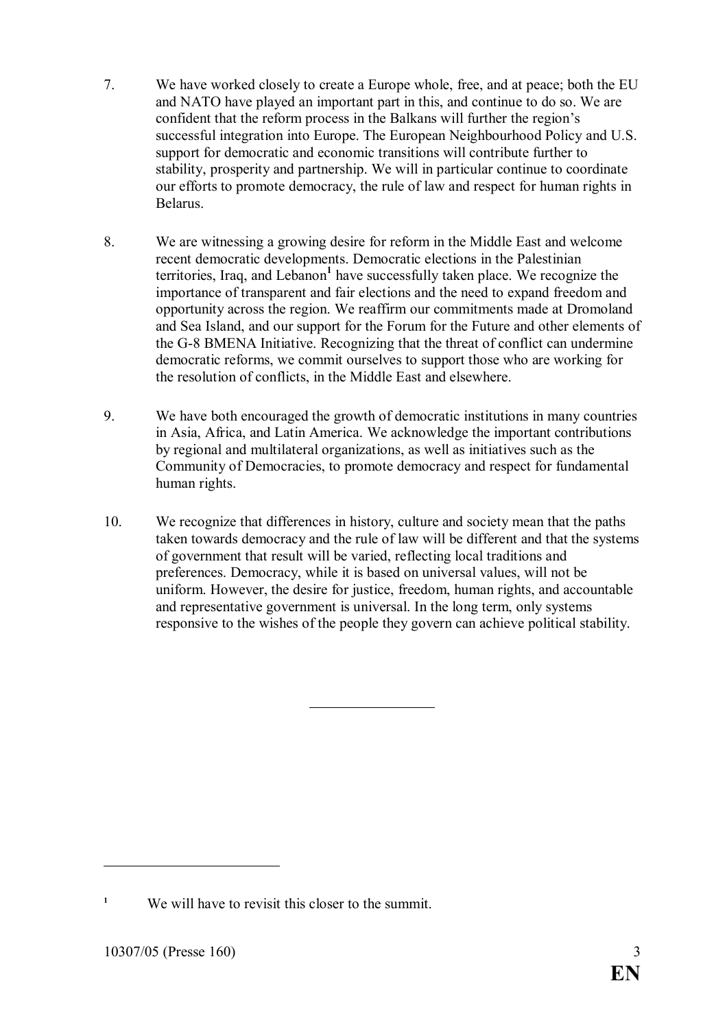7. We have worked closely to create a Europe whole, free, and at peace; both the EU and NATO have played an important part in this, and continue to do so. We are confident that the reform process in the Balkans will further the region's successful integration into Europe. The European Neighbourhood Policy and U.S. support for democratic and economic transitions will contribute further to stability, prosperity and partnership. We will in particular continue to coordinate our efforts to promote democracy, the rule of law and respect for human rights in Belarus.

8. We are witnessing a growing desire for reform in the Middle East and welcome recent democratic developments. Democratic elections in the Palestinian territories, Iraq, and Lebanon[1] have successfully taken place. We recognize the importance of transparent and fair elections and the need to expand freedom and opportunity across the region. We reaffirm our commitments made at Dromoland and Sea Island, and our support for the Forum for the Future and other elements of the G-8 BMENA Initiative. Recognizing that the threat of conflict can undermine democratic reforms, we commit ourselves to support those who are working for the resolution of conflicts, in the Middle East and elsewhere.

9. We have both encouraged the growth of democratic institutions in many countries in Asia, Africa, and Latin America. We acknowledge the important contributions by regional and multilateral organizations, as well as initiatives such as the Community of Democracies, to promote democracy and respect for fundamental human rights.

10. We recognize that differences in history, culture and society mean that the paths taken towards democracy and the rule of law will be different and that the systems of government that result will be varied, reflecting local traditions and preferences. Democracy, while it is based on universal values, will not be uniform. However, the desire for justice, freedom, human rights, and accountable and representative government is universal. In the long term, only systems responsive to the wishes of the people they govern can achieve political stability.

---

[1] We will have to revisit this closer to the summit.